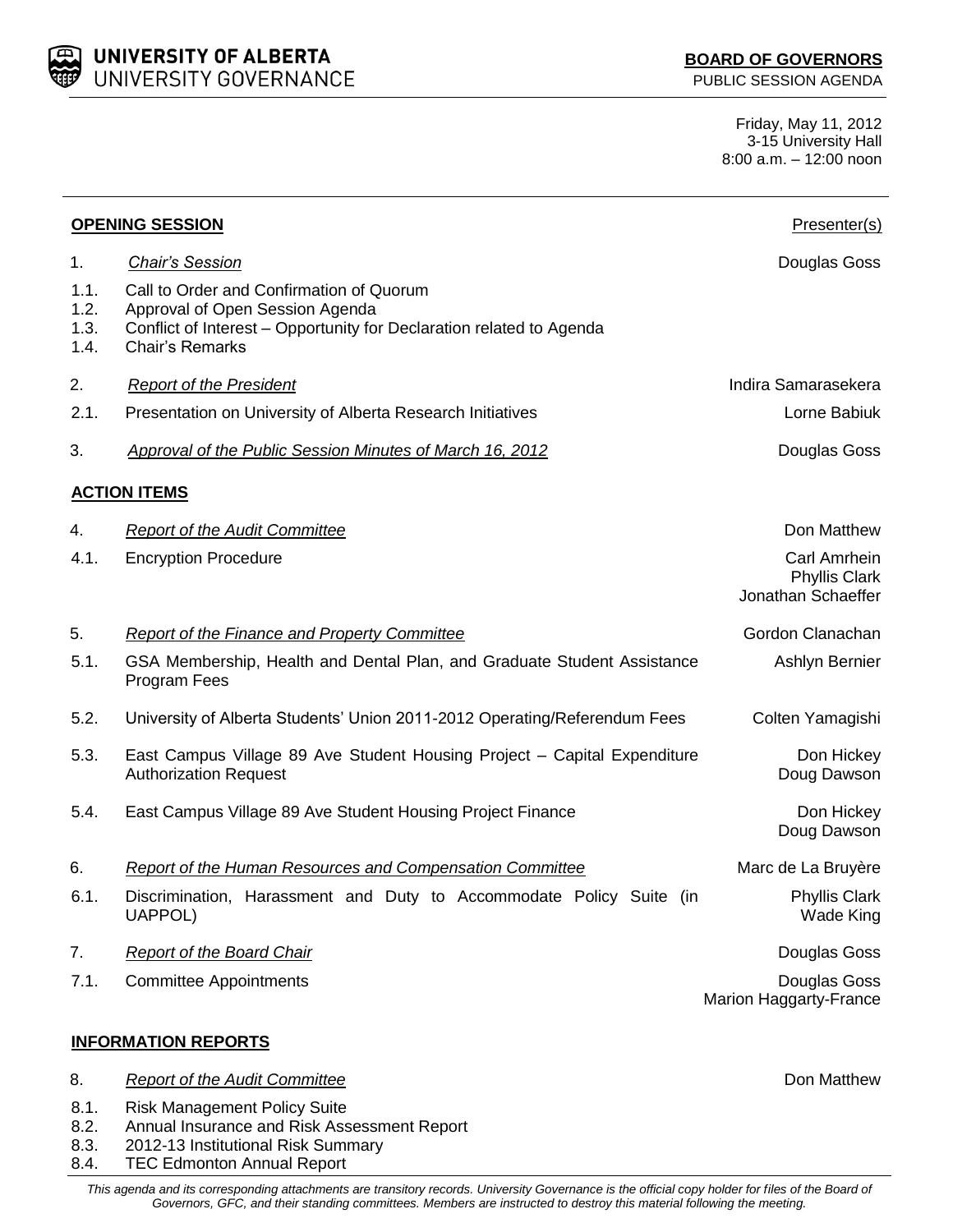**UNIVERSITY OF ALBERTA**
UNIVERSITY GOVERNANCE

**BOARD OF GOVERNORS**
PUBLIC SESSION AGENDA

Friday, May 11, 2012
3-15 University Hall
8:00 a.m. – 12:00 noon

| **OPENING SESSION** | | Presenter(s) |
|---|---|---|
| 1. | *Chair's Session* | Douglas Goss |
| 1.1. | Call to Order and Confirmation of Quorum | |
| 1.2. | Approval of Open Session Agenda | |
| 1.3. | Conflict of Interest – Opportunity for Declaration related to Agenda | |
| 1.4. | Chair's Remarks | |
| 2. | *Report of the President* | Indira Samarasekera |
| 2.1. | Presentation on University of Alberta Research Initiatives | Lorne Babiuk |
| 3. | *Approval of the Public Session Minutes of March 16, 2012* | Douglas Goss |
| **ACTION ITEMS** | | |
| 4. | *Report of the Audit Committee* | Don Matthew |
| 4.1. | Encryption Procedure | Carl Amrhein, Phyllis Clark, Jonathan Schaeffer |
| 5. | *Report of the Finance and Property Committee* | Gordon Clanachan |
| 5.1. | GSA Membership, Health and Dental Plan, and Graduate Student Assistance Program Fees | Ashlyn Bernier |
| 5.2. | University of Alberta Students' Union 2011-2012 Operating/Referendum Fees | Colten Yamagishi |
| 5.3. | East Campus Village 89 Ave Student Housing Project – Capital Expenditure Authorization Request | Don Hickey, Doug Dawson |
| 5.4. | East Campus Village 89 Ave Student Housing Project Finance | Don Hickey, Doug Dawson |
| 6. | *Report of the Human Resources and Compensation Committee* | Marc de La Bruyère |
| 6.1. | Discrimination, Harassment and Duty to Accommodate Policy Suite (in UAPPOL) | Phyllis Clark, Wade King |
| 7. | *Report of the Board Chair* | Douglas Goss |
| 7.1. | Committee Appointments | Douglas Goss, Marion Haggarty-France |
| **INFORMATION REPORTS** | | |
| 8. | *Report of the Audit Committee* | Don Matthew |
| 8.1. | Risk Management Policy Suite | |
| 8.2. | Annual Insurance and Risk Assessment Report | |
| 8.3. | 2012-13 Institutional Risk Summary | |
| 8.4. | TEC Edmonton Annual Report | |

*This agenda and its corresponding attachments are transitory records. University Governance is the official copy holder for files of the Board of Governors, GFC, and their standing committees. Members are instructed to destroy this material following the meeting.*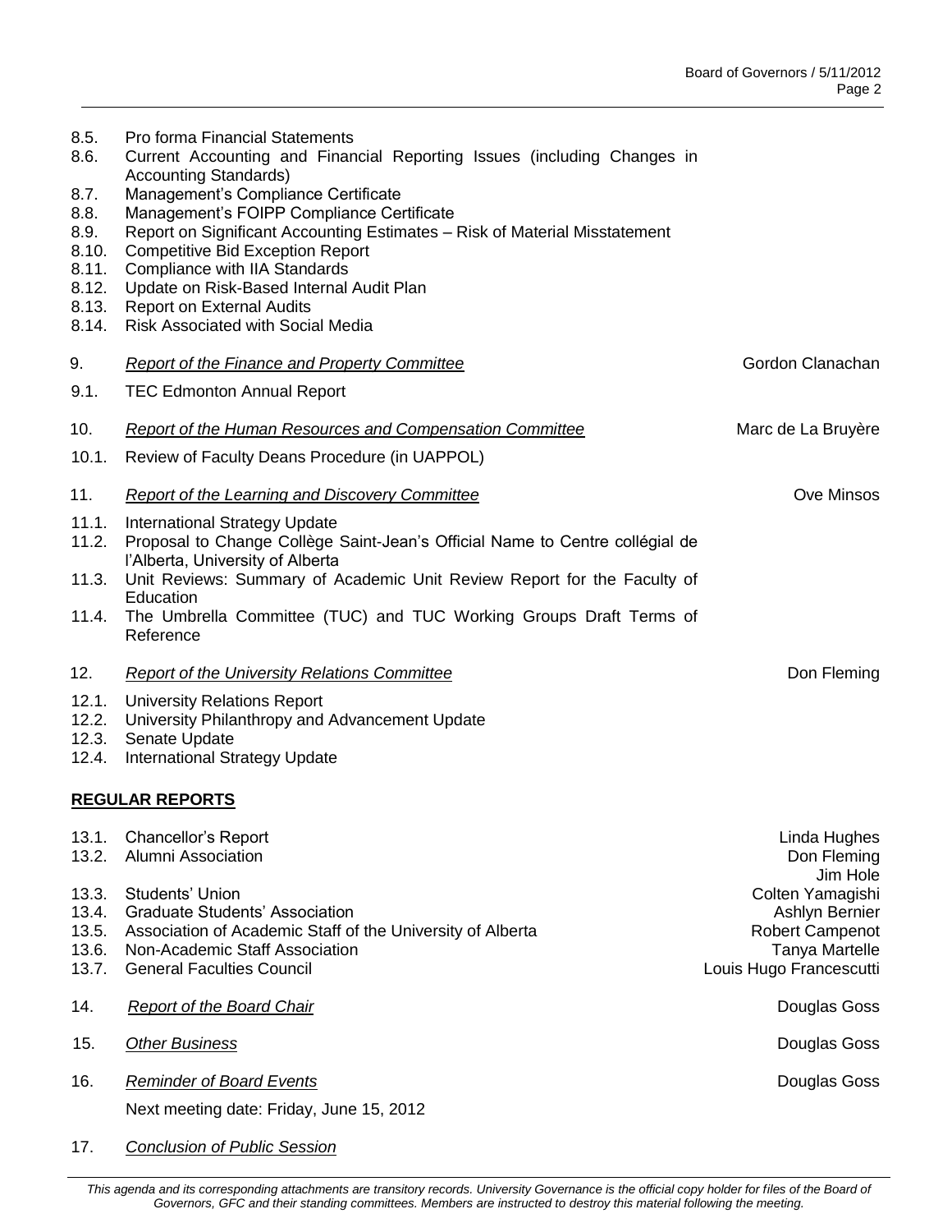8.5. Pro forma Financial Statements
8.6. Current Accounting and Financial Reporting Issues (including Changes in Accounting Standards)
8.7. Management's Compliance Certificate
8.8. Management's FOIPP Compliance Certificate
8.9. Report on Significant Accounting Estimates – Risk of Material Misstatement
8.10. Competitive Bid Exception Report
8.11. Compliance with IIA Standards
8.12. Update on Risk-Based Internal Audit Plan
8.13. Report on External Audits
8.14. Risk Associated with Social Media

9. *Report of the Finance and Property Committee* — Gordon Clanachan

9.1. TEC Edmonton Annual Report

10. *Report of the Human Resources and Compensation Committee* — Marc de La Bruyère

10.1. Review of Faculty Deans Procedure (in UAPPOL)

11. *Report of the Learning and Discovery Committee* — Ove Minsos

11.1. International Strategy Update
11.2. Proposal to Change Collège Saint-Jean's Official Name to Centre collégial de l'Alberta, University of Alberta
11.3. Unit Reviews: Summary of Academic Unit Review Report for the Faculty of Education
11.4. The Umbrella Committee (TUC) and TUC Working Groups Draft Terms of Reference

12. *Report of the University Relations Committee* — Don Fleming

12.1. University Relations Report
12.2. University Philanthropy and Advancement Update
12.3. Senate Update
12.4. International Strategy Update

**REGULAR REPORTS**

13.1. Chancellor's Report — Linda Hughes
13.2. Alumni Association — Don Fleming, Jim Hole
13.3. Students' Union — Colten Yamagishi
13.4. Graduate Students' Association — Ashlyn Bernier
13.5. Association of Academic Staff of the University of Alberta — Robert Campenot
13.6. Non-Academic Staff Association — Tanya Martelle
13.7. General Faculties Council — Louis Hugo Francescutti

14. *Report of the Board Chair* — Douglas Goss

15. *Other Business* — Douglas Goss

16. *Reminder of Board Events* — Douglas Goss

Next meeting date: Friday, June 15, 2012

17. *Conclusion of Public Session*

*This agenda and its corresponding attachments are transitory records. University Governance is the official copy holder for files of the Board of Governors, GFC and their standing committees. Members are instructed to destroy this material following the meeting.*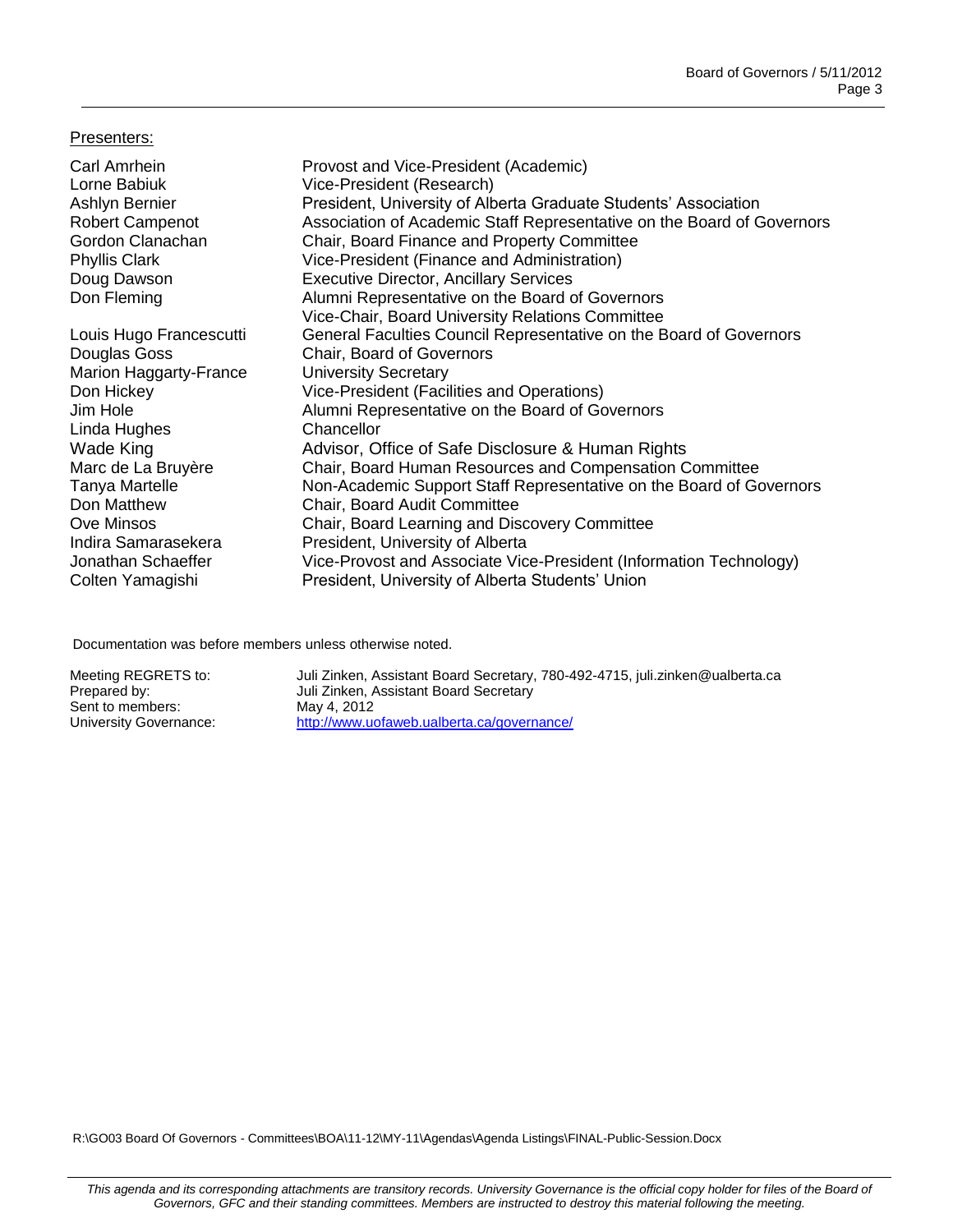Presenters:

| | |
|---|---|
| Carl Amrhein | Provost and Vice-President (Academic) |
| Lorne Babiuk | Vice-President (Research) |
| Ashlyn Bernier | President, University of Alberta Graduate Students' Association |
| Robert Campenot | Association of Academic Staff Representative on the Board of Governors |
| Gordon Clanachan | Chair, Board Finance and Property Committee |
| Phyllis Clark | Vice-President (Finance and Administration) |
| Doug Dawson | Executive Director, Ancillary Services |
| Don Fleming | Alumni Representative on the Board of Governors<br>Vice-Chair, Board University Relations Committee |
| Louis Hugo Francescutti | General Faculties Council Representative on the Board of Governors |
| Douglas Goss | Chair, Board of Governors |
| Marion Haggarty-France | University Secretary |
| Don Hickey | Vice-President (Facilities and Operations) |
| Jim Hole | Alumni Representative on the Board of Governors |
| Linda Hughes | Chancellor |
| Wade King | Advisor, Office of Safe Disclosure & Human Rights |
| Marc de La Bruyère | Chair, Board Human Resources and Compensation Committee |
| Tanya Martelle | Non-Academic Support Staff Representative on the Board of Governors |
| Don Matthew | Chair, Board Audit Committee |
| Ove Minsos | Chair, Board Learning and Discovery Committee |
| Indira Samarasekera | President, University of Alberta |
| Jonathan Schaeffer | Vice-Provost and Associate Vice-President (Information Technology) |
| Colten Yamagishi | President, University of Alberta Students' Union |

Documentation was before members unless otherwise noted.

| | |
|---|---|
| Meeting REGRETS to: | Juli Zinken, Assistant Board Secretary, 780-492-4715, juli.zinken@ualberta.ca |
| Prepared by: | Juli Zinken, Assistant Board Secretary |
| Sent to members: | May 4, 2012 |
| University Governance: | http://www.uofaweb.ualberta.ca/governance/ |

R:\GO03 Board Of Governors - Committees\BOA\11-12\MY-11\Agendas\Agenda Listings\FINAL-Public-Session.Docx

*This agenda and its corresponding attachments are transitory records. University Governance is the official copy holder for files of the Board of Governors, GFC and their standing committees. Members are instructed to destroy this material following the meeting.*